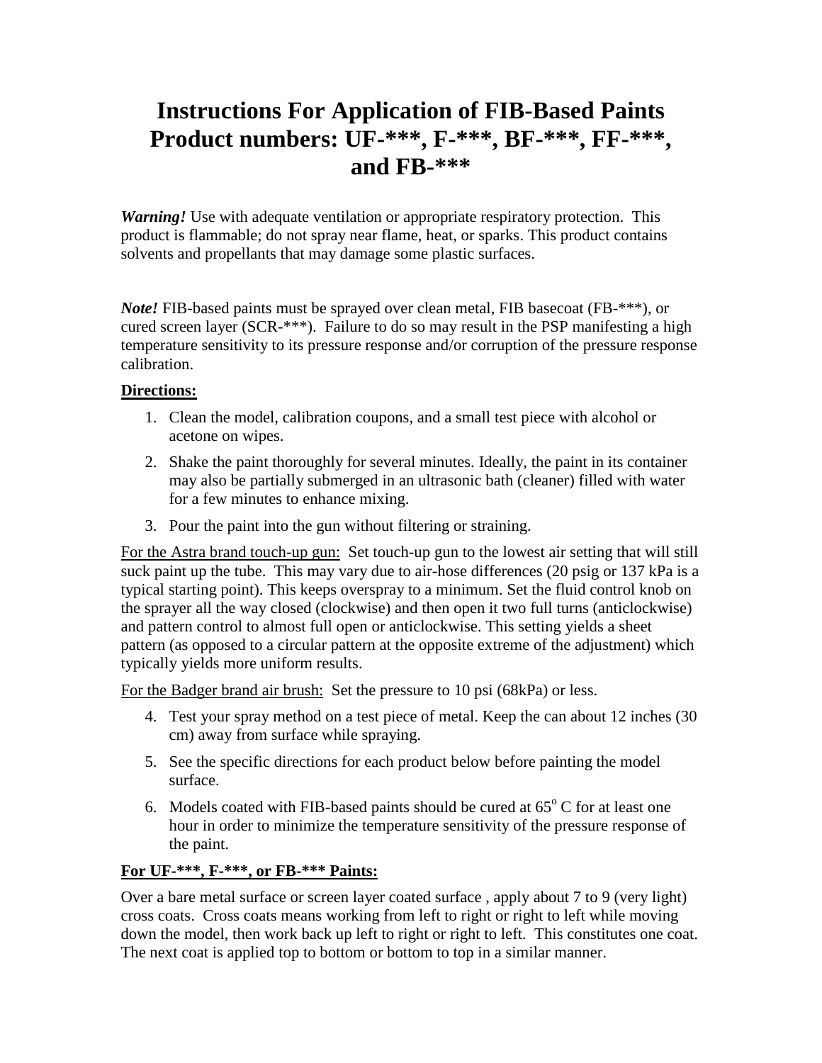# Instructions For Application of FIB-Based Paints Product numbers: UF-***, F-***, BF-***, FF-***, and FB-***

***Warning!*** Use with adequate ventilation or appropriate respiratory protection. This product is flammable; do not spray near flame, heat, or sparks. This product contains solvents and propellants that may damage some plastic surfaces.

***Note!*** FIB-based paints must be sprayed over clean metal, FIB basecoat (FB-***), or cured screen layer (SCR-***). Failure to do so may result in the PSP manifesting a high temperature sensitivity to its pressure response and/or corruption of the pressure response calibration.

**Directions:**

1. Clean the model, calibration coupons, and a small test piece with alcohol or acetone on wipes.
2. Shake the paint thoroughly for several minutes. Ideally, the paint in its container may also be partially submerged in an ultrasonic bath (cleaner) filled with water for a few minutes to enhance mixing.
3. Pour the paint into the gun without filtering or straining.

For the Astra brand touch-up gun: Set touch-up gun to the lowest air setting that will still suck paint up the tube. This may vary due to air-hose differences (20 psig or 137 kPa is a typical starting point). This keeps overspray to a minimum. Set the fluid control knob on the sprayer all the way closed (clockwise) and then open it two full turns (anticlockwise) and pattern control to almost full open or anticlockwise. This setting yields a sheet pattern (as opposed to a circular pattern at the opposite extreme of the adjustment) which typically yields more uniform results.

For the Badger brand air brush: Set the pressure to 10 psi (68kPa) or less.

4. Test your spray method on a test piece of metal. Keep the can about 12 inches (30 cm) away from surface while spraying.
5. See the specific directions for each product below before painting the model surface.
6. Models coated with FIB-based paints should be cured at 65° C for at least one hour in order to minimize the temperature sensitivity of the pressure response of the paint.

**For UF-***, F-***, or FB-*** Paints:**

Over a bare metal surface or screen layer coated surface , apply about 7 to 9 (very light) cross coats. Cross coats means working from left to right or right to left while moving down the model, then work back up left to right or right to left. This constitutes one coat. The next coat is applied top to bottom or bottom to top in a similar manner.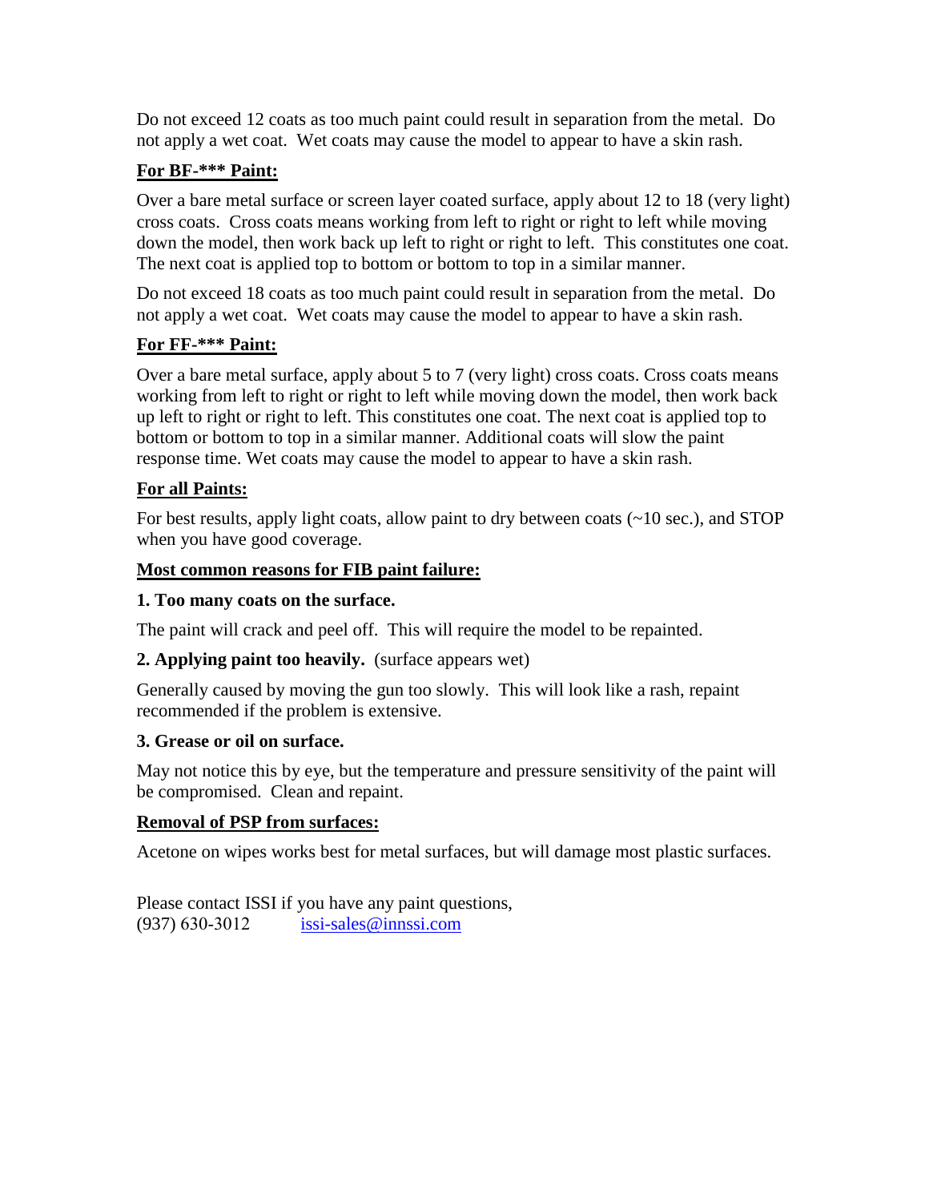Do not exceed 12 coats as too much paint could result in separation from the metal. Do not apply a wet coat. Wet coats may cause the model to appear to have a skin rash.

**For BF-*** Paint:**

Over a bare metal surface or screen layer coated surface, apply about 12 to 18 (very light) cross coats. Cross coats means working from left to right or right to left while moving down the model, then work back up left to right or right to left. This constitutes one coat. The next coat is applied top to bottom or bottom to top in a similar manner.

Do not exceed 18 coats as too much paint could result in separation from the metal. Do not apply a wet coat. Wet coats may cause the model to appear to have a skin rash.

**For FF-*** Paint:**

Over a bare metal surface, apply about 5 to 7 (very light) cross coats. Cross coats means working from left to right or right to left while moving down the model, then work back up left to right or right to left. This constitutes one coat. The next coat is applied top to bottom or bottom to top in a similar manner. Additional coats will slow the paint response time. Wet coats may cause the model to appear to have a skin rash.

**For all Paints:**

For best results, apply light coats, allow paint to dry between coats (~10 sec.), and STOP when you have good coverage.

**Most common reasons for FIB paint failure:**

**1. Too many coats on the surface.**

The paint will crack and peel off. This will require the model to be repainted.

**2. Applying paint too heavily.** (surface appears wet)

Generally caused by moving the gun too slowly. This will look like a rash, repaint recommended if the problem is extensive.

**3. Grease or oil on surface.**

May not notice this by eye, but the temperature and pressure sensitivity of the paint will be compromised. Clean and repaint.

**Removal of PSP from surfaces:**

Acetone on wipes works best for metal surfaces, but will damage most plastic surfaces.

Please contact ISSI if you have any paint questions,
(937) 630-3012 issi-sales@innssi.com